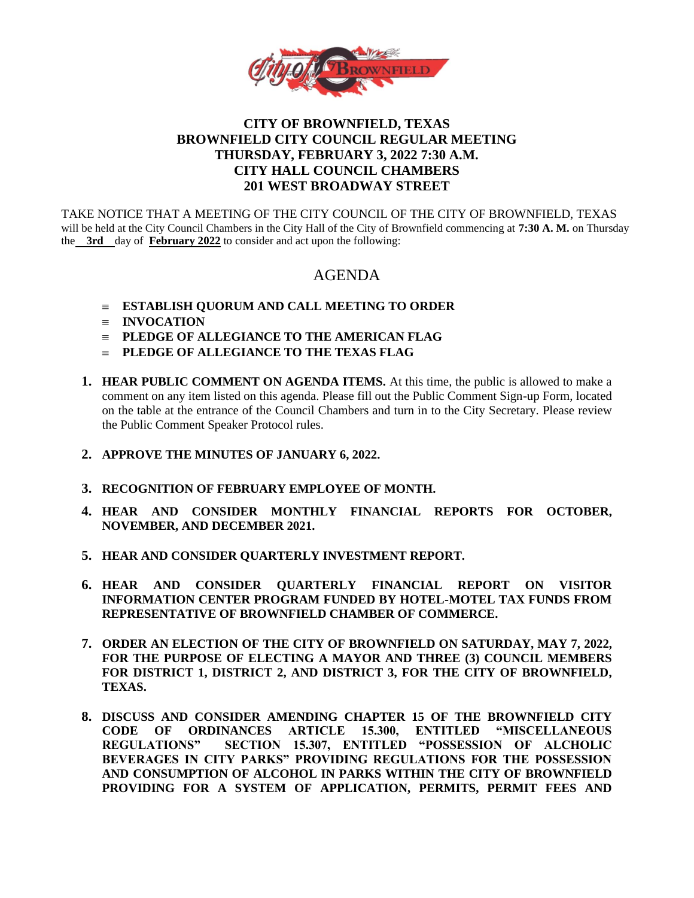# CITY OF BROWNFIELD, TEXAS
## BROWNFIELD CITY COUNCIL REGULAR MEETING
## THURSDAY, FEBRUARY 3, 2022 7:30 A.M.
## CITY HALL COUNCIL CHAMBERS
## 201 WEST BROADWAY STREET

TAKE NOTICE THAT A MEETING OF THE CITY COUNCIL OF THE CITY OF BROWNFIELD, TEXAS will be held at the City Council Chambers in the City Hall of the City of Brownfield commencing at **7:30 A. M.** on Thursday the **3rd** day of **February 2022** to consider and act upon the following:

## AGENDA

- **ESTABLISH QUORUM AND CALL MEETING TO ORDER**
- **INVOCATION**
- **PLEDGE OF ALLEGIANCE TO THE AMERICAN FLAG**
- **PLEDGE OF ALLEGIANCE TO THE TEXAS FLAG**

1. **HEAR PUBLIC COMMENT ON AGENDA ITEMS.** At this time, the public is allowed to make a comment on any item listed on this agenda. Please fill out the Public Comment Sign-up Form, located on the table at the entrance of the Council Chambers and turn in to the City Secretary. Please review the Public Comment Speaker Protocol rules.

2. **APPROVE THE MINUTES OF JANUARY 6, 2022.**

3. **RECOGNITION OF FEBRUARY EMPLOYEE OF MONTH.**

4. **HEAR AND CONSIDER MONTHLY FINANCIAL REPORTS FOR OCTOBER, NOVEMBER, AND DECEMBER 2021.**

5. **HEAR AND CONSIDER QUARTERLY INVESTMENT REPORT.**

6. **HEAR AND CONSIDER QUARTERLY FINANCIAL REPORT ON VISITOR INFORMATION CENTER PROGRAM FUNDED BY HOTEL-MOTEL TAX FUNDS FROM REPRESENTATIVE OF BROWNFIELD CHAMBER OF COMMERCE.**

7. **ORDER AN ELECTION OF THE CITY OF BROWNFIELD ON SATURDAY, MAY 7, 2022, FOR THE PURPOSE OF ELECTING A MAYOR AND THREE (3) COUNCIL MEMBERS FOR DISTRICT 1, DISTRICT 2, AND DISTRICT 3, FOR THE CITY OF BROWNFIELD, TEXAS.**

8. **DISCUSS AND CONSIDER AMENDING CHAPTER 15 OF THE BROWNFIELD CITY CODE OF ORDINANCES ARTICLE 15.300, ENTITLED "MISCELLANEOUS REGULATIONS" SECTION 15.307, ENTITLED "POSSESSION OF ALCHOLIC BEVERAGES IN CITY PARKS" PROVIDING REGULATIONS FOR THE POSSESSION AND CONSUMPTION OF ALCOHOL IN PARKS WITHIN THE CITY OF BROWNFIELD PROVIDING FOR A SYSTEM OF APPLICATION, PERMITS, PERMIT FEES AND**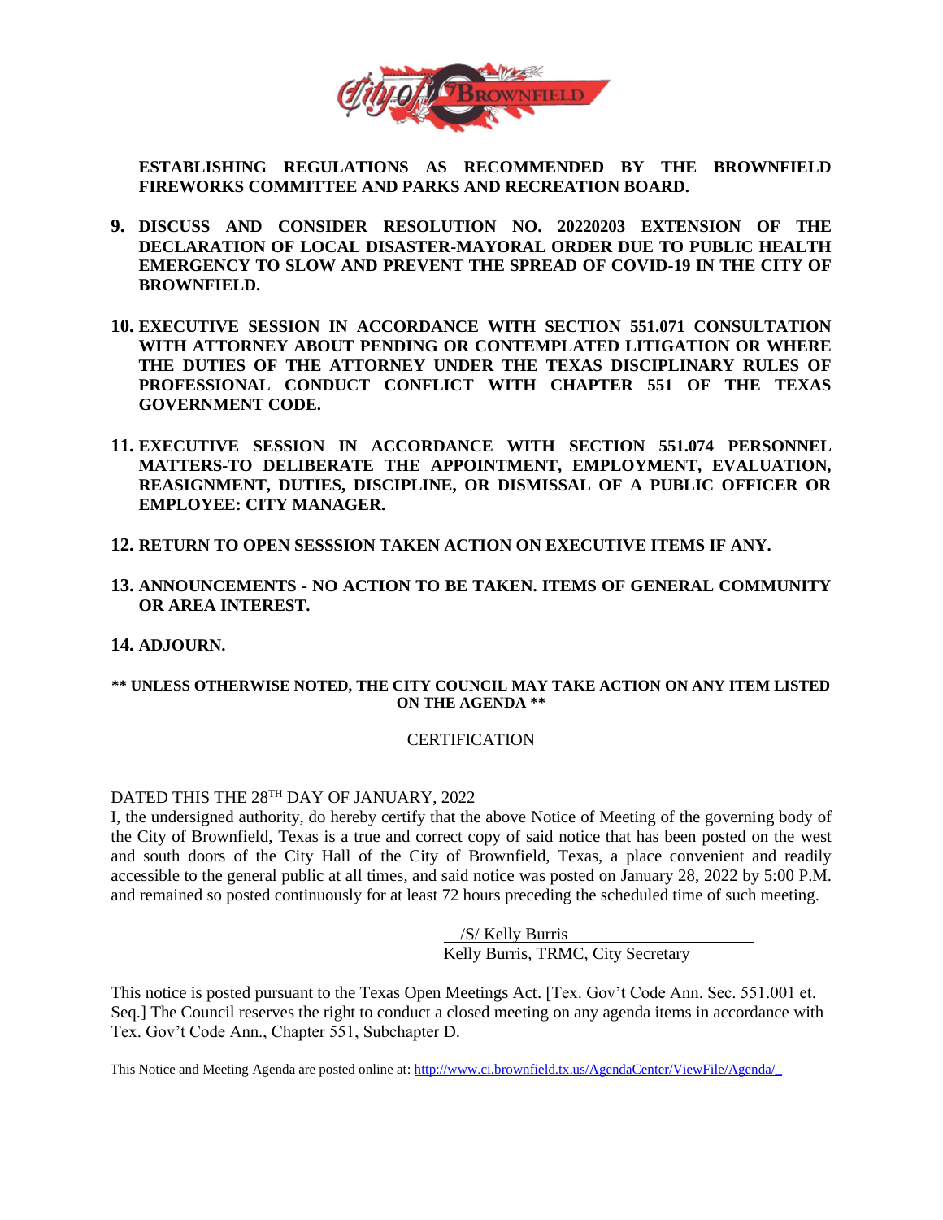**ESTABLISHING REGULATIONS AS RECOMMENDED BY THE BROWNFIELD FIREWORKS COMMITTEE AND PARKS AND RECREATION BOARD.**

9. **DISCUSS AND CONSIDER RESOLUTION NO. 20220203 EXTENSION OF THE DECLARATION OF LOCAL DISASTER-MAYORAL ORDER DUE TO PUBLIC HEALTH EMERGENCY TO SLOW AND PREVENT THE SPREAD OF COVID-19 IN THE CITY OF BROWNFIELD.**

10. **EXECUTIVE SESSION IN ACCORDANCE WITH SECTION 551.071 CONSULTATION WITH ATTORNEY ABOUT PENDING OR CONTEMPLATED LITIGATION OR WHERE THE DUTIES OF THE ATTORNEY UNDER THE TEXAS DISCIPLINARY RULES OF PROFESSIONAL CONDUCT CONFLICT WITH CHAPTER 551 OF THE TEXAS GOVERNMENT CODE.**

11. **EXECUTIVE SESSION IN ACCORDANCE WITH SECTION 551.074 PERSONNEL MATTERS-TO DELIBERATE THE APPOINTMENT, EMPLOYMENT, EVALUATION, REASIGNMENT, DUTIES, DISCIPLINE, OR DISMISSAL OF A PUBLIC OFFICER OR EMPLOYEE: CITY MANAGER.**

12. **RETURN TO OPEN SESSSION TAKEN ACTION ON EXECUTIVE ITEMS IF ANY.**

13. **ANNOUNCEMENTS - NO ACTION TO BE TAKEN. ITEMS OF GENERAL COMMUNITY OR AREA INTEREST.**

14. **ADJOURN.**

**** UNLESS OTHERWISE NOTED, THE CITY COUNCIL MAY TAKE ACTION ON ANY ITEM LISTED ON THE AGENDA ****

CERTIFICATION

DATED THIS THE 28TH DAY OF JANUARY, 2022

I, the undersigned authority, do hereby certify that the above Notice of Meeting of the governing body of the City of Brownfield, Texas is a true and correct copy of said notice that has been posted on the west and south doors of the City Hall of the City of Brownfield, Texas, a place convenient and readily accessible to the general public at all times, and said notice was posted on January 28, 2022 by 5:00 P.M. and remained so posted continuously for at least 72 hours preceding the scheduled time of such meeting.

/S/ Kelly Burris
Kelly Burris, TRMC, City Secretary

This notice is posted pursuant to the Texas Open Meetings Act. [Tex. Gov't Code Ann. Sec. 551.001 et. Seq.] The Council reserves the right to conduct a closed meeting on any agenda items in accordance with Tex. Gov't Code Ann., Chapter 551, Subchapter D.

This Notice and Meeting Agenda are posted online at: http://www.ci.brownfield.tx.us/AgendaCenter/ViewFile/Agenda/_